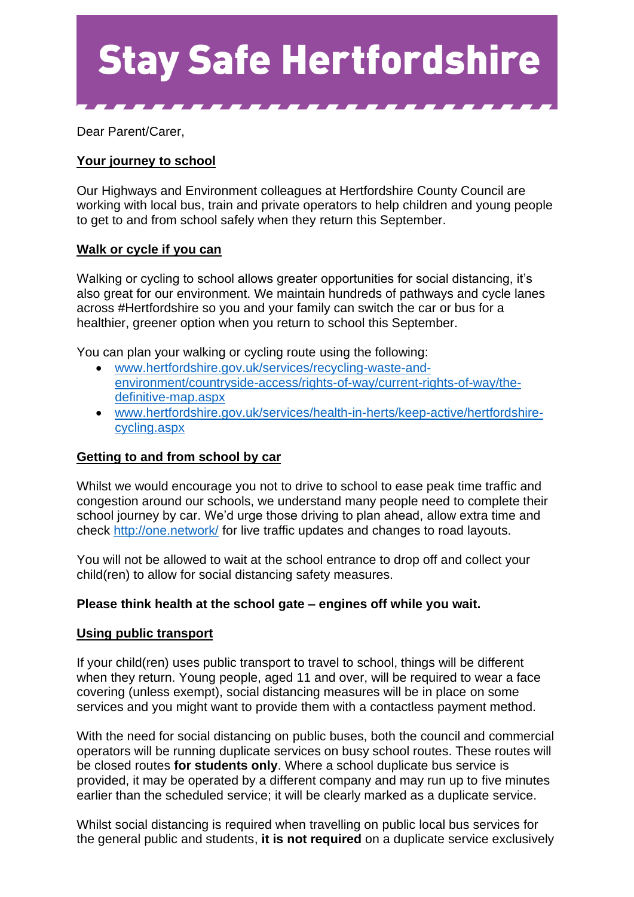# Stay Safe Hertfordshire

Dear Parent/Carer,

## Your journey to school

Our Highways and Environment colleagues at Hertfordshire County Council are working with local bus, train and private operators to help children and young people to get to and from school safely when they return this September.

## Walk or cycle if you can

Walking or cycling to school allows greater opportunities for social distancing, it's also great for our environment. We maintain hundreds of pathways and cycle lanes across #Hertfordshire so you and your family can switch the car or bus for a healthier, greener option when you return to school this September.

You can plan your walking or cycling route using the following:

- [www.hertfordshire.gov.uk/services/recycling-waste-and-environment/countryside-access/rights-of-way/current-rights-of-way/the-definitive-map.aspx](www.hertfordshire.gov.uk/services/recycling-waste-and-environment/countryside-access/rights-of-way/current-rights-of-way/the-definitive-map.aspx)
- [www.hertfordshire.gov.uk/services/health-in-herts/keep-active/hertfordshire-cycling.aspx](www.hertfordshire.gov.uk/services/health-in-herts/keep-active/hertfordshire-cycling.aspx)

## Getting to and from school by car

Whilst we would encourage you not to drive to school to ease peak time traffic and congestion around our schools, we understand many people need to complete their school journey by car. We'd urge those driving to plan ahead, allow extra time and check [http://one.network/](http://one.network/) for live traffic updates and changes to road layouts.

You will not be allowed to wait at the school entrance to drop off and collect your child(ren) to allow for social distancing safety measures.

**Please think health at the school gate – engines off while you wait.**

## Using public transport

If your child(ren) uses public transport to travel to school, things will be different when they return. Young people, aged 11 and over, will be required to wear a face covering (unless exempt), social distancing measures will be in place on some services and you might want to provide them with a contactless payment method.

With the need for social distancing on public buses, both the council and commercial operators will be running duplicate services on busy school routes. These routes will be closed routes **for students only**. Where a school duplicate bus service is provided, it may be operated by a different company and may run up to five minutes earlier than the scheduled service; it will be clearly marked as a duplicate service.

Whilst social distancing is required when travelling on public local bus services for the general public and students, **it is not required** on a duplicate service exclusively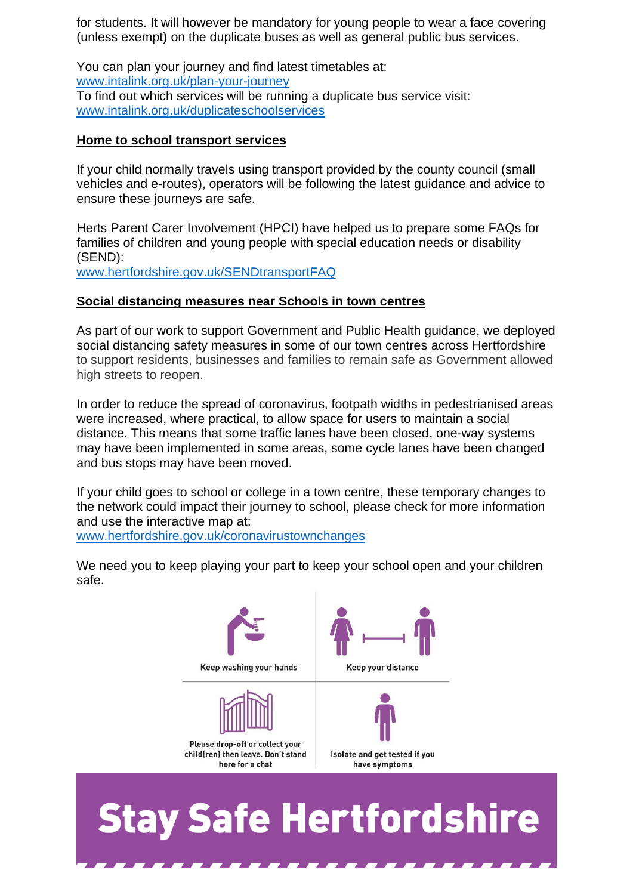for students. It will however be mandatory for young people to wear a face covering (unless exempt) on the duplicate buses as well as general public bus services.

You can plan your journey and find latest timetables at:
www.intalink.org.uk/plan-your-journey
To find out which services will be running a duplicate bus service visit:
www.intalink.org.uk/duplicateschoolservices

## Home to school transport services

If your child normally travels using transport provided by the county council (small vehicles and e-routes), operators will be following the latest guidance and advice to ensure these journeys are safe.

Herts Parent Carer Involvement (HPCI) have helped us to prepare some FAQs for families of children and young people with special education needs or disability (SEND):
www.hertfordshire.gov.uk/SENDtransportFAQ

## Social distancing measures near Schools in town centres

As part of our work to support Government and Public Health guidance, we deployed social distancing safety measures in some of our town centres across Hertfordshire to support residents, businesses and families to remain safe as Government allowed high streets to reopen.

In order to reduce the spread of coronavirus, footpath widths in pedestrianised areas were increased, where practical, to allow space for users to maintain a social distance. This means that some traffic lanes have been closed, one-way systems may have been implemented in some areas, some cycle lanes have been changed and bus stops may have been moved.

If your child goes to school or college in a town centre, these temporary changes to the network could impact their journey to school, please check for more information and use the interactive map at:
www.hertfordshire.gov.uk/coronavirustownchanges

We need you to keep playing your part to keep your school open and your children safe.

Keep washing your hands

Keep your distance

Please drop-off or collect your child(ren) then leave. Don't stand here for a chat

Isolate and get tested if you have symptoms

**Stay Safe Hertfordshire**